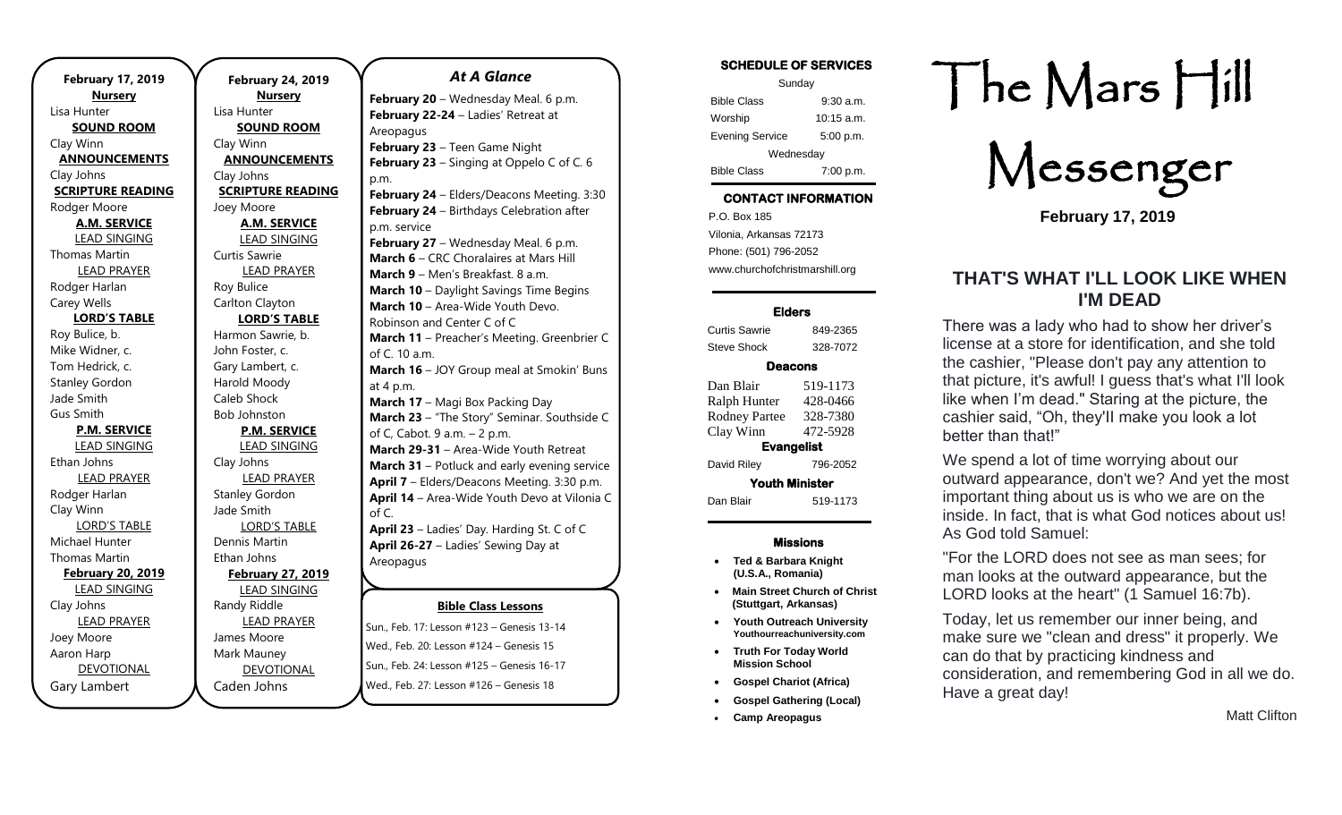**February 17, 2019**

**Nursery**
Lisa Hunter

**SOUND ROOM**
Clay Winn

**ANNOUNCEMENTS**
Clay Johns

**SCRIPTURE READING**
Rodger Moore

**A.M. SERVICE**

LEAD SINGING
Thomas Martin

LEAD PRAYER
Rodger Harlan
Carey Wells

**LORD'S TABLE**
Roy Bulice, b.
Mike Widner, c.
Tom Hedrick, c.
Stanley Gordon
Jade Smith
Gus Smith

**P.M. SERVICE**

LEAD SINGING
Ethan Johns

LEAD PRAYER
Rodger Harlan
Clay Winn

LORD'S TABLE
Michael Hunter
Thomas Martin

**February 20, 2019**

LEAD SINGING
Clay Johns

LEAD PRAYER
Joey Moore
Aaron Harp

DEVOTIONAL
Gary Lambert

**February 24, 2019**

**Nursery**
Lisa Hunter

**SOUND ROOM**
Clay Winn

**ANNOUNCEMENTS**
Clay Johns

**SCRIPTURE READING**
Joey Moore

**A.M. SERVICE**

LEAD SINGING
Curtis Sawrie

LEAD PRAYER
Roy Bulice
Carlton Clayton

**LORD'S TABLE**
Harmon Sawrie, b.
John Foster, c.
Gary Lambert, c.
Harold Moody
Caleb Shock
Bob Johnston

**P.M. SERVICE**

LEAD SINGING
Clay Johns

LEAD PRAYER
Stanley Gordon
Jade Smith

LORD'S TABLE
Dennis Martin
Ethan Johns

**February 27, 2019**

LEAD SINGING
Randy Riddle

LEAD PRAYER
James Moore
Mark Mauney

DEVOTIONAL
Caden Johns

## *At A Glance*

**February 20** – Wednesday Meal. 6 p.m.
**February 22-24** – Ladies' Retreat at Areopagus
**February 23** – Teen Game Night
**February 23** – Singing at Oppelo C of C. 6 p.m.
**February 24** – Elders/Deacons Meeting. 3:30
**February 24** – Birthdays Celebration after p.m. service
**February 27** – Wednesday Meal. 6 p.m.
**March 6** – CRC Choralaires at Mars Hill
**March 9** – Men's Breakfast. 8 a.m.
**March 10** – Daylight Savings Time Begins
**March 10** – Area-Wide Youth Devo. Robinson and Center C of C
**March 11** – Preacher's Meeting. Greenbrier C of C. 10 a.m.
**March 16** – JOY Group meal at Smokin' Buns at 4 p.m.
**March 17** – Magi Box Packing Day
**March 23** – "The Story" Seminar. Southside C of C, Cabot. 9 a.m. – 2 p.m.
**March 29-31** – Area-Wide Youth Retreat
**March 31** – Potluck and early evening service
**April 7** – Elders/Deacons Meeting. 3:30 p.m.
**April 14** – Area-Wide Youth Devo at Vilonia C of C.
**April 23** – Ladies' Day. Harding St. C of C
**April 26-27** – Ladies' Sewing Day at Areopagus

**Bible Class Lessons**

Sun., Feb. 17: Lesson #123 – Genesis 13-14
Wed., Feb. 20: Lesson #124 – Genesis 15
Sun., Feb. 24: Lesson #125 – Genesis 16-17
Wed., Feb. 27: Lesson #126 – Genesis 18

**SCHEDULE OF SERVICES**

| Sunday | |
|---|---|
| Bible Class | 9:30 a.m. |
| Worship | 10:15 a.m. |
| Evening Service | 5:00 p.m. |
| Wednesday | |
| Bible Class | 7:00 p.m. |

**CONTACT INFORMATION**

P.O. Box 185
Vilonia, Arkansas 72173
Phone: (501) 796-2052
www.churchofchristmarshill.org

**Elders**

| | |
|---|---|
| Curtis Sawrie | 849-2365 |
| Steve Shock | 328-7072 |

**Deacons**

| | |
|---|---|
| Dan Blair | 519-1173 |
| Ralph Hunter | 428-0466 |
| Rodney Partee | 328-7380 |
| Clay Winn | 472-5928 |

**Evangelist**

| | |
|---|---|
| David Riley | 796-2052 |

**Youth Minister**

| | |
|---|---|
| Dan Blair | 519-1173 |

**Missions**

- **Ted & Barbara Knight (U.S.A., Romania)**
- **Main Street Church of Christ (Stuttgart, Arkansas)**
- **Youth Outreach University Youthourreachuniversity.com**
- **Truth For Today World Mission School**
- **Gospel Chariot (Africa)**
- **Gospel Gathering (Local)**
- **Camp Areopagus**

# The Mars Hill Messenger

**February 17, 2019**

## THAT'S WHAT I'LL LOOK LIKE WHEN I'M DEAD

There was a lady who had to show her driver's license at a store for identification, and she told the cashier, "Please don't pay any attention to that picture, it's awful! I guess that's what I'll look like when I'm dead." Staring at the picture, the cashier said, "Oh, they'll make you look a lot better than that!"

We spend a lot of time worrying about our outward appearance, don't we? And yet the most important thing about us is who we are on the inside. In fact, that is what God notices about us! As God told Samuel:

"For the LORD does not see as man sees; for man looks at the outward appearance, but the LORD looks at the heart" (1 Samuel 16:7b).

Today, let us remember our inner being, and make sure we "clean and dress" it properly. We can do that by practicing kindness and consideration, and remembering God in all we do. Have a great day!

Matt Clifton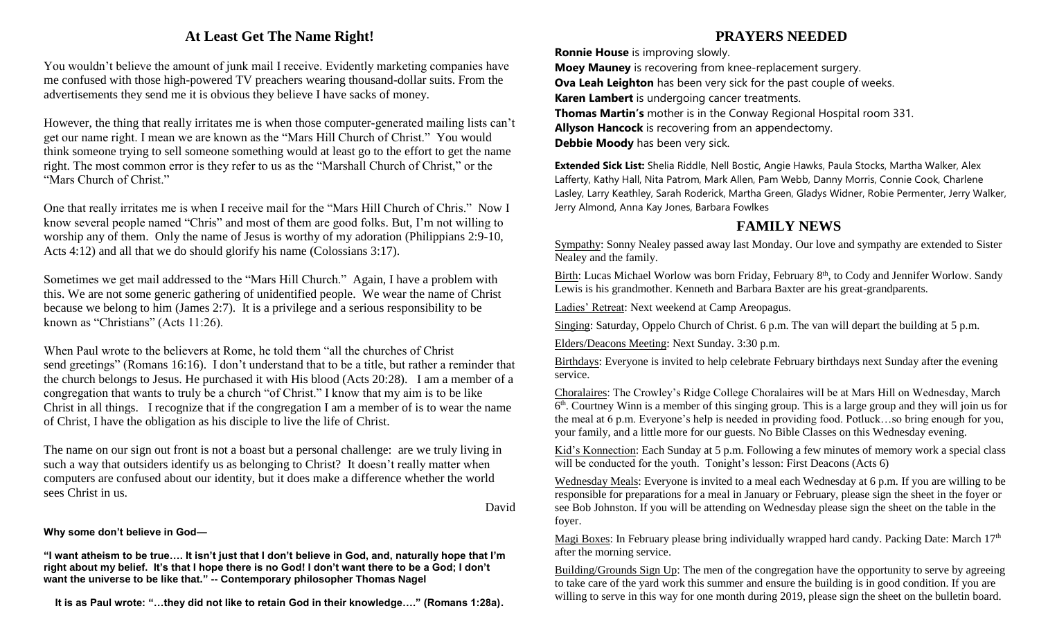## At Least Get The Name Right!

You wouldn't believe the amount of junk mail I receive. Evidently marketing companies have me confused with those high-powered TV preachers wearing thousand-dollar suits. From the advertisements they send me it is obvious they believe I have sacks of money.

However, the thing that really irritates me is when those computer-generated mailing lists can't get our name right. I mean we are known as the "Mars Hill Church of Christ." You would think someone trying to sell someone something would at least go to the effort to get the name right. The most common error is they refer to us as the "Marshall Church of Christ," or the "Mars Church of Christ."

One that really irritates me is when I receive mail for the "Mars Hill Church of Chris." Now I know several people named "Chris" and most of them are good folks. But, I'm not willing to worship any of them. Only the name of Jesus is worthy of my adoration (Philippians 2:9-10, Acts 4:12) and all that we do should glorify his name (Colossians 3:17).

Sometimes we get mail addressed to the "Mars Hill Church." Again, I have a problem with this. We are not some generic gathering of unidentified people. We wear the name of Christ because we belong to him (James 2:7). It is a privilege and a serious responsibility to be known as "Christians" (Acts 11:26).

When Paul wrote to the believers at Rome, he told them "all the churches of Christ send greetings" (Romans 16:16). I don't understand that to be a title, but rather a reminder that the church belongs to Jesus. He purchased it with His blood (Acts 20:28). I am a member of a congregation that wants to truly be a church "of Christ." I know that my aim is to be like Christ in all things. I recognize that if the congregation I am a member of is to wear the name of Christ, I have the obligation as his disciple to live the life of Christ.

The name on our sign out front is not a boast but a personal challenge: are we truly living in such a way that outsiders identify us as belonging to Christ? It doesn't really matter when computers are confused about our identity, but it does make a difference whether the world sees Christ in us.

David

**Why some don't believe in God—**

**"I want atheism to be true…. It isn't just that I don't believe in God, and, naturally hope that I'm right about my belief. It's that I hope there is no God! I don't want there to be a God; I don't want the universe to be like that." -- Contemporary philosopher Thomas Nagel**

**It is as Paul wrote: "…they did not like to retain God in their knowledge…." (Romans 1:28a).**

## PRAYERS NEEDED

**Ronnie House** is improving slowly.
**Moey Mauney** is recovering from knee-replacement surgery.
**Ova Leah Leighton** has been very sick for the past couple of weeks.
**Karen Lambert** is undergoing cancer treatments.
**Thomas Martin's** mother is in the Conway Regional Hospital room 331.
**Allyson Hancock** is recovering from an appendectomy.
**Debbie Moody** has been very sick.

**Extended Sick List:** Shelia Riddle, Nell Bostic, Angie Hawks, Paula Stocks, Martha Walker, Alex Lafferty, Kathy Hall, Nita Patrom, Mark Allen, Pam Webb, Danny Morris, Connie Cook, Charlene Lasley, Larry Keathley, Sarah Roderick, Martha Green, Gladys Widner, Robie Permenter, Jerry Walker, Jerry Almond, Anna Kay Jones, Barbara Fowlkes

## FAMILY NEWS

Sympathy: Sonny Nealey passed away last Monday. Our love and sympathy are extended to Sister Nealey and the family.

Birth: Lucas Michael Worlow was born Friday, February 8th, to Cody and Jennifer Worlow. Sandy Lewis is his grandmother. Kenneth and Barbara Baxter are his great-grandparents.

Ladies' Retreat: Next weekend at Camp Areopagus.

Singing: Saturday, Oppelo Church of Christ. 6 p.m. The van will depart the building at 5 p.m.

Elders/Deacons Meeting: Next Sunday. 3:30 p.m.

Birthdays: Everyone is invited to help celebrate February birthdays next Sunday after the evening service.

Choralaires: The Crowley's Ridge College Choralaires will be at Mars Hill on Wednesday, March 6th. Courtney Winn is a member of this singing group. This is a large group and they will join us for the meal at 6 p.m. Everyone's help is needed in providing food. Potluck…so bring enough for you, your family, and a little more for our guests. No Bible Classes on this Wednesday evening.

Kid's Konnection: Each Sunday at 5 p.m. Following a few minutes of memory work a special class will be conducted for the youth. Tonight's lesson: First Deacons (Acts 6)

Wednesday Meals: Everyone is invited to a meal each Wednesday at 6 p.m. If you are willing to be responsible for preparations for a meal in January or February, please sign the sheet in the foyer or see Bob Johnston. If you will be attending on Wednesday please sign the sheet on the table in the foyer.

Magi Boxes: In February please bring individually wrapped hard candy. Packing Date: March 17th after the morning service.

Building/Grounds Sign Up: The men of the congregation have the opportunity to serve by agreeing to take care of the yard work this summer and ensure the building is in good condition. If you are willing to serve in this way for one month during 2019, please sign the sheet on the bulletin board.